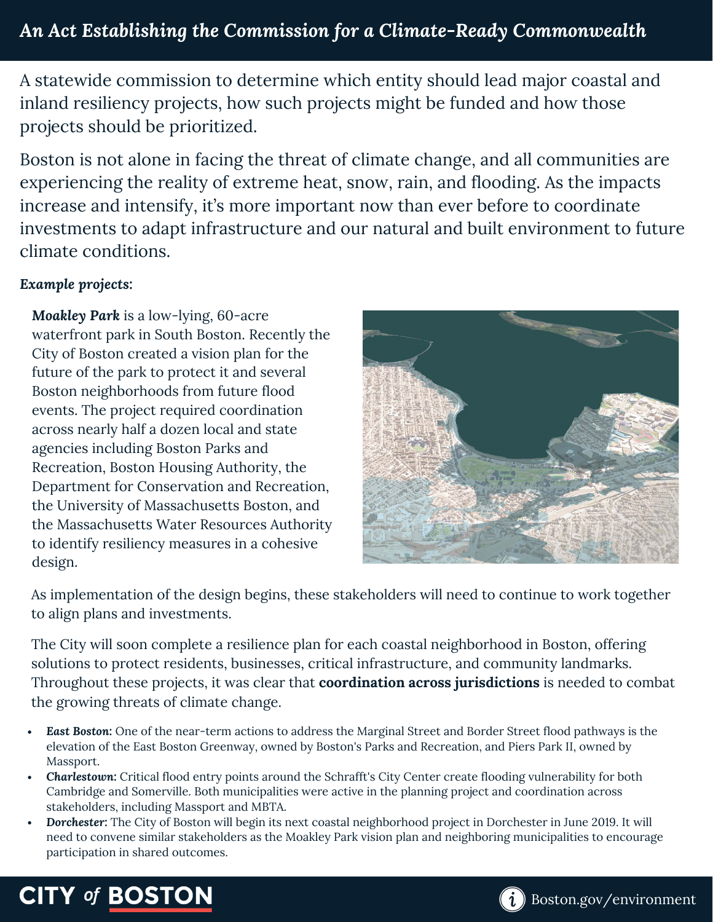# An Act Establishing the Commission for a Climate-Ready Commonwealth

A statewide commission to determine which entity should lead major coastal and inland resiliency projects, how such projects might be funded and how those projects should be prioritized.

Boston is not alone in facing the threat of climate change, and all communities are experiencing the reality of extreme heat, snow, rain, and flooding. As the impacts increase and intensify, it's more important now than ever before to coordinate investments to adapt infrastructure and our natural and built environment to future climate conditions.

***Example projects:***

***Moakley Park*** is a low-lying, 60-acre waterfront park in South Boston. Recently the City of Boston created a vision plan for the future of the park to protect it and several Boston neighborhoods from future flood events. The project required coordination across nearly half a dozen local and state agencies including Boston Parks and Recreation, Boston Housing Authority, the Department for Conservation and Recreation, the University of Massachusetts Boston, and the Massachusetts Water Resources Authority to identify resiliency measures in a cohesive design.

As implementation of the design begins, these stakeholders will need to continue to work together to align plans and investments.

The City will soon complete a resilience plan for each coastal neighborhood in Boston, offering solutions to protect residents, businesses, critical infrastructure, and community landmarks. Throughout these projects, it was clear that **coordination across jurisdictions** is needed to combat the growing threats of climate change.

- ***East Boston:*** One of the near-term actions to address the Marginal Street and Border Street flood pathways is the elevation of the East Boston Greenway, owned by Boston's Parks and Recreation, and Piers Park II, owned by Massport.
- ***Charlestown:*** Critical flood entry points around the Schrafft's City Center create flooding vulnerability for both Cambridge and Somerville. Both municipalities were active in the planning project and coordination across stakeholders, including Massport and MBTA.
- ***Dorchester:*** The City of Boston will begin its next coastal neighborhood project in Dorchester in June 2019. It will need to convene similar stakeholders as the Moakley Park vision plan and neighboring municipalities to encourage participation in shared outcomes.

CITY of BOSTON

Boston.gov/environment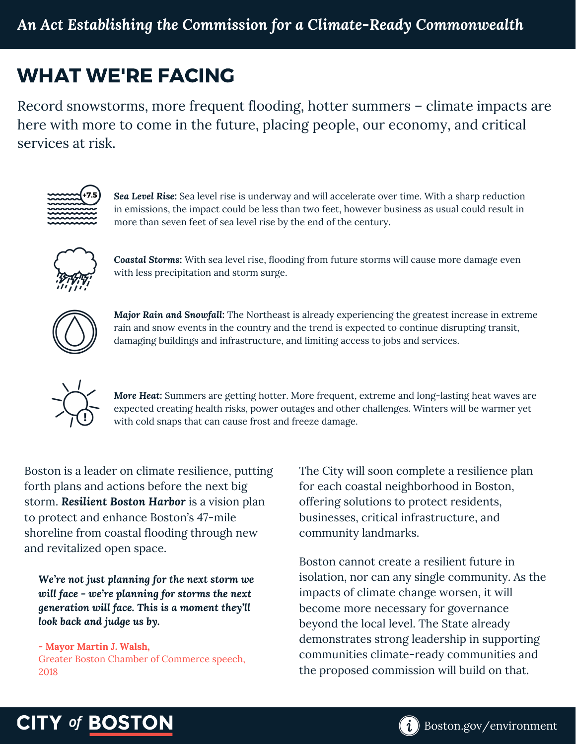*An Act Establishing the Commission for a Climate-Ready Commonwealth*

# WHAT WE'RE FACING

Record snowstorms, more frequent flooding, hotter summers – climate impacts are here with more to come in the future, placing people, our economy, and critical services at risk.

***Sea Level Rise:*** Sea level rise is underway and will accelerate over time. With a sharp reduction in emissions, the impact could be less than two feet, however business as usual could result in more than seven feet of sea level rise by the end of the century.

***Coastal Storms:*** With sea level rise, flooding from future storms will cause more damage even with less precipitation and storm surge.

***Major Rain and Snowfall:*** The Northeast is already experiencing the greatest increase in extreme rain and snow events in the country and the trend is expected to continue disrupting transit, damaging buildings and infrastructure, and limiting access to jobs and services.

***More Heat:*** Summers are getting hotter. More frequent, extreme and long-lasting heat waves are expected creating health risks, power outages and other challenges. Winters will be warmer yet with cold snaps that can cause frost and freeze damage.

Boston is a leader on climate resilience, putting forth plans and actions before the next big storm. ***Resilient Boston Harbor*** is a vision plan to protect and enhance Boston's 47-mile shoreline from coastal flooding through new and revitalized open space.

> ***We're not just planning for the next storm we will face - we're planning for storms the next generation will face. This is a moment they'll look back and judge us by.***
>
> **- Mayor Martin J. Walsh,**
> Greater Boston Chamber of Commerce speech, 2018

The City will soon complete a resilience plan for each coastal neighborhood in Boston, offering solutions to protect residents, businesses, critical infrastructure, and community landmarks.

Boston cannot create a resilient future in isolation, nor can any single community. As the impacts of climate change worsen, it will become more necessary for governance beyond the local level. The State already demonstrates strong leadership in supporting communities climate-ready communities and the proposed commission will build on that.

**CITY of BOSTON**

Boston.gov/environment